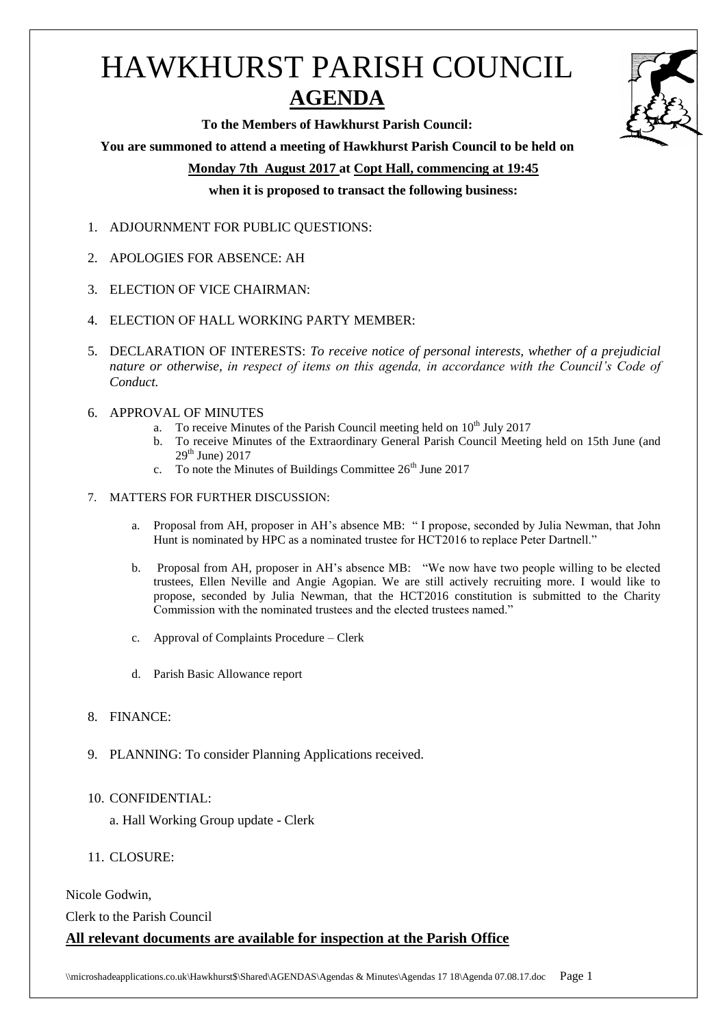# HAWKHURST PARISH COUNCIL

## AGENDA

**To the Members of Hawkhurst Parish Council:**

**You are summoned to attend a meeting of Hawkhurst Parish Council to be held on**

**Monday 7th August 2017 at Copt Hall, commencing at 19:45**

**when it is proposed to transact the following business:**

1. ADJOURNMENT FOR PUBLIC QUESTIONS:
2. APOLOGIES FOR ABSENCE: AH
3. ELECTION OF VICE CHAIRMAN:
4. ELECTION OF HALL WORKING PARTY MEMBER:
5. DECLARATION OF INTERESTS: *To receive notice of personal interests, whether of a prejudicial nature or otherwise, in respect of items on this agenda, in accordance with the Council's Code of Conduct.*
6. APPROVAL OF MINUTES
   a. To receive Minutes of the Parish Council meeting held on 10th July 2017
   b. To receive Minutes of the Extraordinary General Parish Council Meeting held on 15th June (and 29th June) 2017
   c. To note the Minutes of Buildings Committee 26th June 2017
7. MATTERS FOR FURTHER DISCUSSION:
   a. Proposal from AH, proposer in AH's absence MB: " I propose, seconded by Julia Newman, that John Hunt is nominated by HPC as a nominated trustee for HCT2016 to replace Peter Dartnell."
   b. Proposal from AH, proposer in AH's absence MB: "We now have two people willing to be elected trustees, Ellen Neville and Angie Agopian. We are still actively recruiting more. I would like to propose, seconded by Julia Newman, that the HCT2016 constitution is submitted to the Charity Commission with the nominated trustees and the elected trustees named."
   c. Approval of Complaints Procedure – Clerk
   d. Parish Basic Allowance report
8. FINANCE:
9. PLANNING: To consider Planning Applications received.
10. CONFIDENTIAL:
    a. Hall Working Group update - Clerk
11. CLOSURE:

Nicole Godwin,

Clerk to the Parish Council

**All relevant documents are available for inspection at the Parish Office**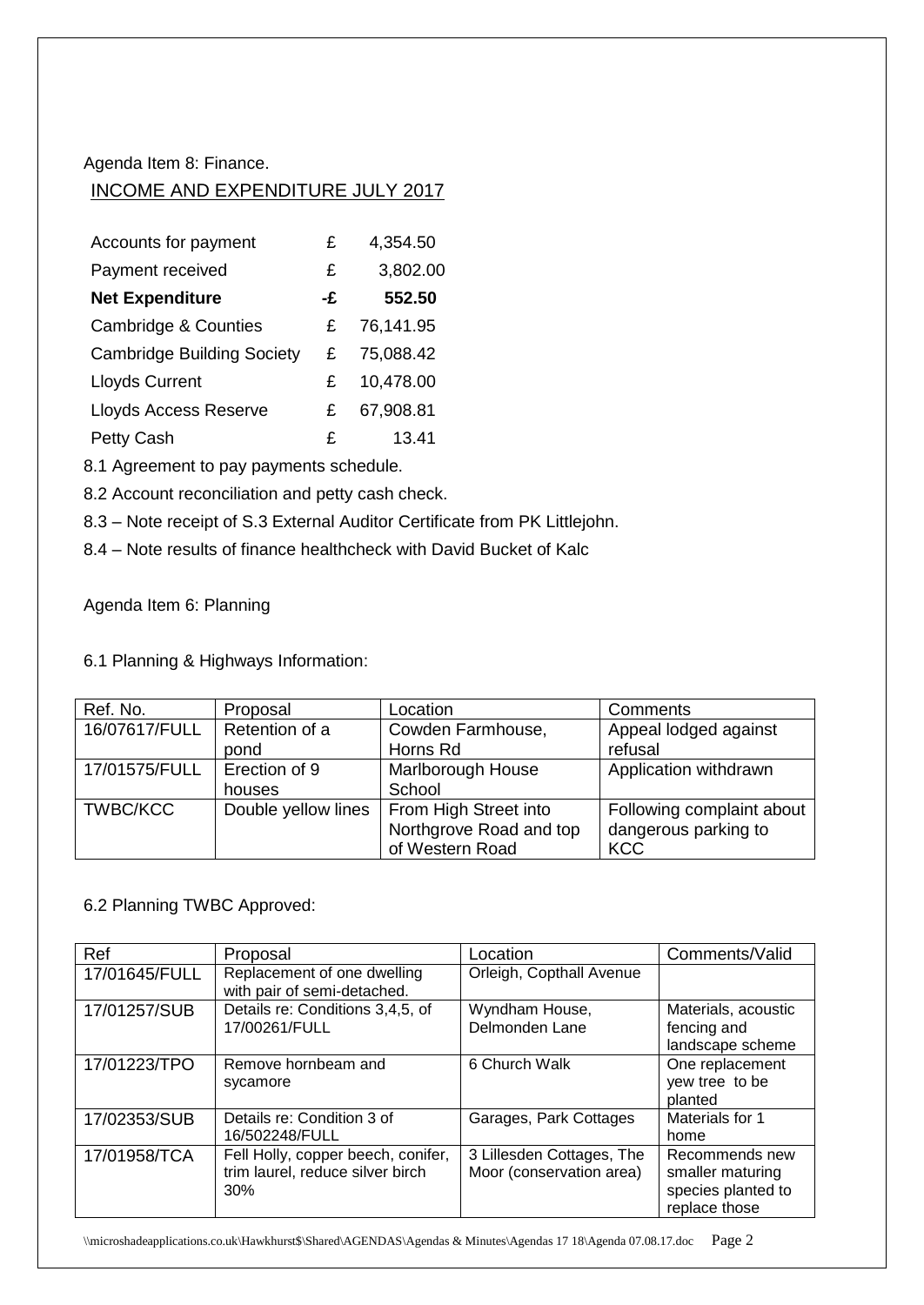Agenda Item 8: Finance.

## INCOME AND EXPENDITURE JULY 2017

| | | |
|---|---|---|
| Accounts for payment | £ | 4,354.50 |
| Payment received | £ | 3,802.00 |
| **Net Expenditure** | **-£** | **552.50** |
| Cambridge & Counties | £ | 76,141.95 |
| Cambridge Building Society | £ | 75,088.42 |
| Lloyds Current | £ | 10,478.00 |
| Lloyds Access Reserve | £ | 67,908.81 |
| Petty Cash | £ | 13.41 |

8.1 Agreement to pay payments schedule.

8.2 Account reconciliation and petty cash check.

8.3 – Note receipt of S.3 External Auditor Certificate from PK Littlejohn.

8.4 – Note results of finance healthcheck with David Bucket of Kalc

Agenda Item 6: Planning

6.1 Planning & Highways Information:

| Ref. No. | Proposal | Location | Comments |
|---|---|---|---|
| 16/07617/FULL | Retention of a pond | Cowden Farmhouse, Horns Rd | Appeal lodged against refusal |
| 17/01575/FULL | Erection of 9 houses | Marlborough House School | Application withdrawn |
| TWBC/KCC | Double yellow lines | From High Street into Northgrove Road and top of Western Road | Following complaint about dangerous parking to KCC |

6.2 Planning TWBC Approved:

| Ref | Proposal | Location | Comments/Valid |
|---|---|---|---|
| 17/01645/FULL | Replacement of one dwelling with pair of semi-detached. | Orleigh, Copthall Avenue | |
| 17/01257/SUB | Details re: Conditions 3,4,5, of 17/00261/FULL | Wyndham House, Delmonden Lane | Materials, acoustic fencing and landscape scheme |
| 17/01223/TPO | Remove hornbeam and sycamore | 6 Church Walk | One replacement yew tree to be planted |
| 17/02353/SUB | Details re: Condition 3 of 16/502248/FULL | Garages, Park Cottages | Materials for 1 home |
| 17/01958/TCA | Fell Holly, copper beech, conifer, trim laurel, reduce silver birch 30% | 3 Lillesden Cottages, The Moor (conservation area) | Recommends new smaller maturing species planted to replace those |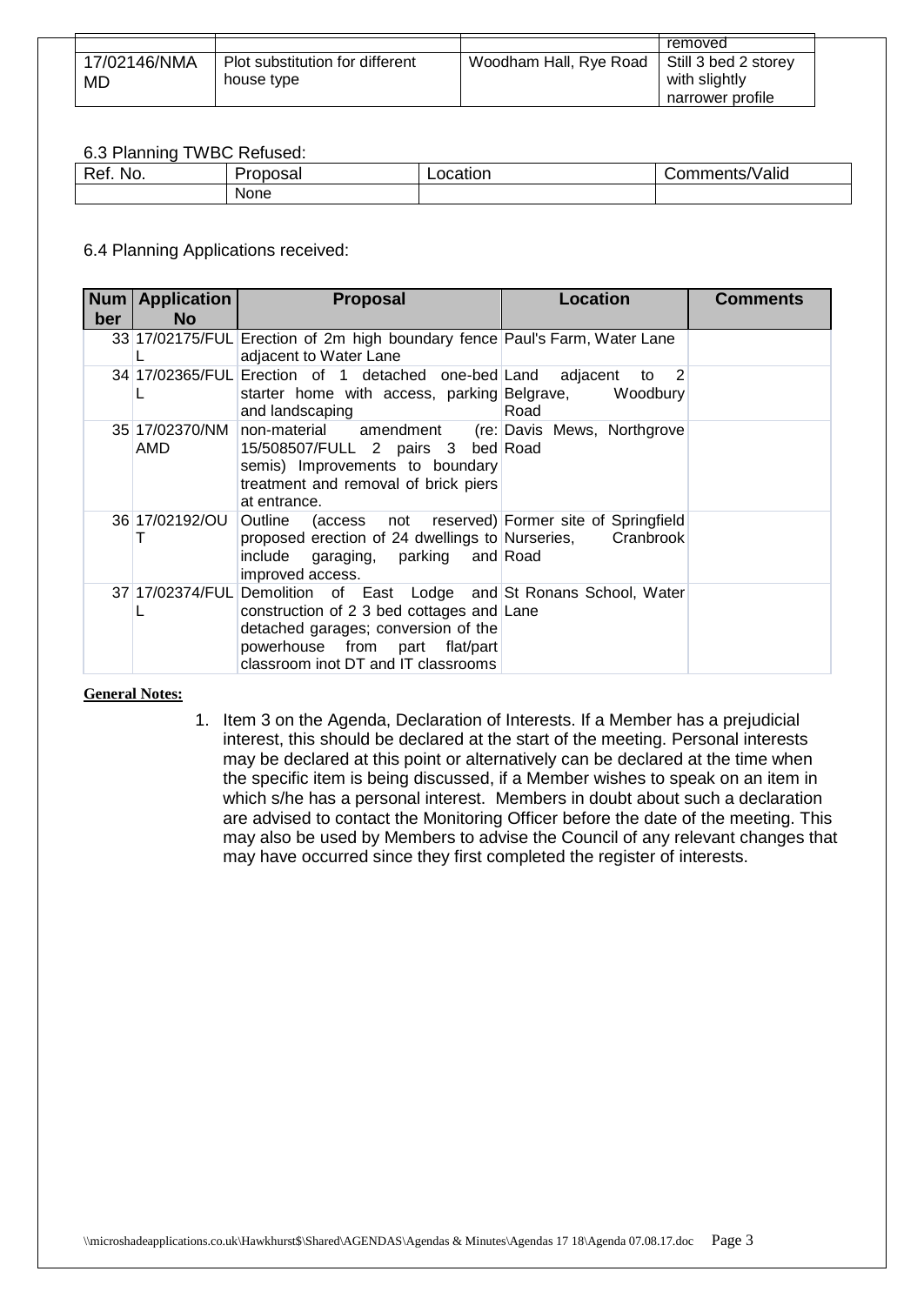| | | | |
|---|---|---|---|
| | | | removed |
| 17/02146/NMAMD | Plot substitution for different house type | Woodham Hall, Rye Road | Still 3 bed 2 storey with slightly narrower profile |

6.3 Planning TWBC Refused:

| Ref. No. | Proposal | Location | Comments/Valid |
|---|---|---|---|
| | None | | |

6.4 Planning Applications received:

| Number | Application No | Proposal | Location | Comments |
|---|---|---|---|---|
| 33 | 17/02175/FULL | Erection of 2m high boundary fence adjacent to Water Lane | Paul's Farm, Water Lane | |
| 34 | 17/02365/FULL | Erection of 1 detached one-bed starter home with access, parking and landscaping | Land adjacent to 2 Belgrave, Woodbury Road | |
| 35 | 17/02370/NMAMD | non-material amendment (re: 15/508507/FULL 2 pairs 3 bed semis) Improvements to boundary treatment and removal of brick piers at entrance. | Davis Mews, Northgrove Road | |
| 36 | 17/02192/OUT | Outline (access not reserved) proposed erection of 24 dwellings to include garaging, parking and improved access. | Former site of Springfield Nurseries, Cranbrook Road | |
| 37 | 17/02374/FULL | Demolition of East Lodge and construction of 2 3 bed cottages and detached garages; conversion of the powerhouse from part flat/part classroom inot DT and IT classrooms | St Ronans School, Water Lane | |

**General Notes:**

1. Item 3 on the Agenda, Declaration of Interests. If a Member has a prejudicial interest, this should be declared at the start of the meeting. Personal interests may be declared at this point or alternatively can be declared at the time when the specific item is being discussed, if a Member wishes to speak on an item in which s/he has a personal interest. Members in doubt about such a declaration are advised to contact the Monitoring Officer before the date of the meeting. This may also be used by Members to advise the Council of any relevant changes that may have occurred since they first completed the register of interests.